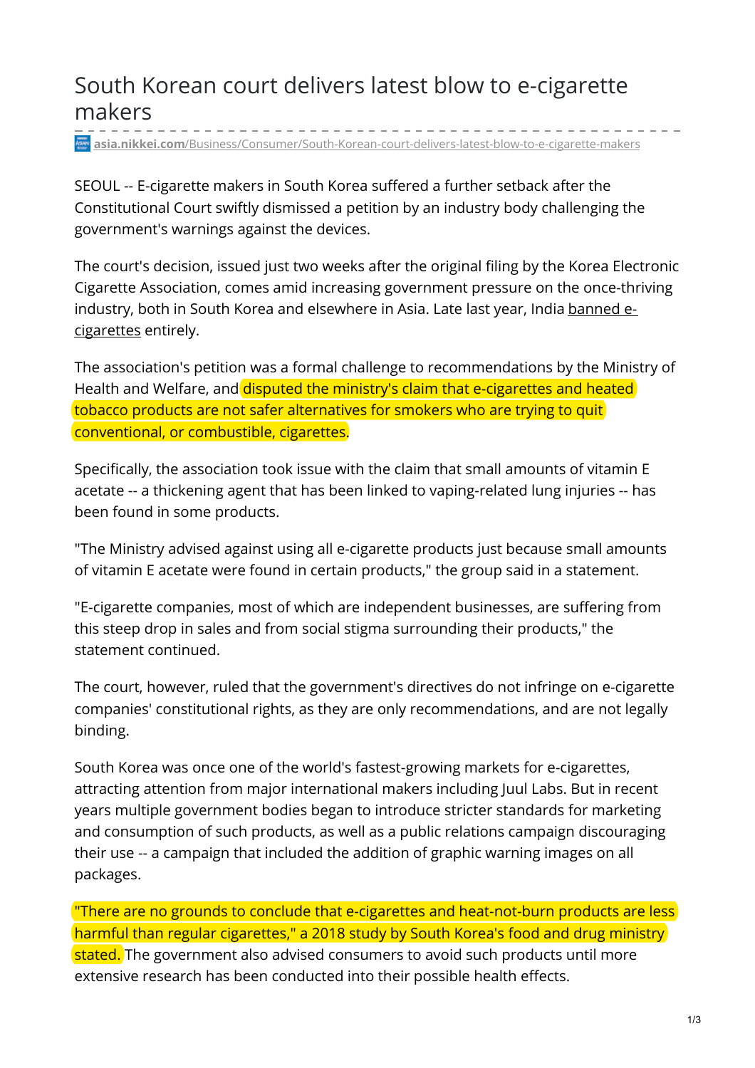# South Korean court delivers latest blow to e-cigarette makers

asia.nikkei.com/Business/Consumer/South-Korean-court-delivers-latest-blow-to-e-cigarette-makers

SEOUL -- E-cigarette makers in South Korea suffered a further setback after the Constitutional Court swiftly dismissed a petition by an industry body challenging the government's warnings against the devices.

The court's decision, issued just two weeks after the original filing by the Korea Electronic Cigarette Association, comes amid increasing government pressure on the once-thriving industry, both in South Korea and elsewhere in Asia. Late last year, India banned e-cigarettes entirely.

The association's petition was a formal challenge to recommendations by the Ministry of Health and Welfare, and disputed the ministry's claim that e-cigarettes and heated tobacco products are not safer alternatives for smokers who are trying to quit conventional, or combustible, cigarettes.

Specifically, the association took issue with the claim that small amounts of vitamin E acetate -- a thickening agent that has been linked to vaping-related lung injuries -- has been found in some products.

"The Ministry advised against using all e-cigarette products just because small amounts of vitamin E acetate were found in certain products," the group said in a statement.

"E-cigarette companies, most of which are independent businesses, are suffering from this steep drop in sales and from social stigma surrounding their products," the statement continued.

The court, however, ruled that the government's directives do not infringe on e-cigarette companies' constitutional rights, as they are only recommendations, and are not legally binding.

South Korea was once one of the world's fastest-growing markets for e-cigarettes, attracting attention from major international makers including Juul Labs. But in recent years multiple government bodies began to introduce stricter standards for marketing and consumption of such products, as well as a public relations campaign discouraging their use -- a campaign that included the addition of graphic warning images on all packages.

"There are no grounds to conclude that e-cigarettes and heat-not-burn products are less harmful than regular cigarettes," a 2018 study by South Korea's food and drug ministry stated. The government also advised consumers to avoid such products until more extensive research has been conducted into their possible health effects.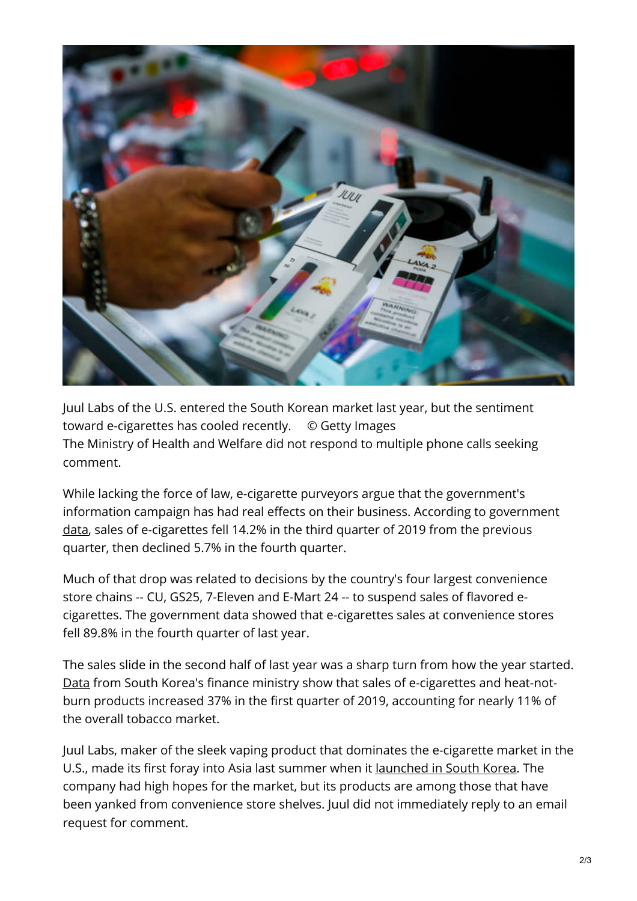Juul Labs of the U.S. entered the South Korean market last year, but the sentiment toward e-cigarettes has cooled recently. © Getty Images

The Ministry of Health and Welfare did not respond to multiple phone calls seeking comment.

While lacking the force of law, e-cigarette purveyors argue that the government's information campaign has had real effects on their business. According to government data, sales of e-cigarettes fell 14.2% in the third quarter of 2019 from the previous quarter, then declined 5.7% in the fourth quarter.

Much of that drop was related to decisions by the country's four largest convenience store chains -- CU, GS25, 7-Eleven and E-Mart 24 -- to suspend sales of flavored e-cigarettes. The government data showed that e-cigarettes sales at convenience stores fell 89.8% in the fourth quarter of last year.

The sales slide in the second half of last year was a sharp turn from how the year started. Data from South Korea's finance ministry show that sales of e-cigarettes and heat-not-burn products increased 37% in the first quarter of 2019, accounting for nearly 11% of the overall tobacco market.

Juul Labs, maker of the sleek vaping product that dominates the e-cigarette market in the U.S., made its first foray into Asia last summer when it launched in South Korea. The company had high hopes for the market, but its products are among those that have been yanked from convenience store shelves. Juul did not immediately reply to an email request for comment.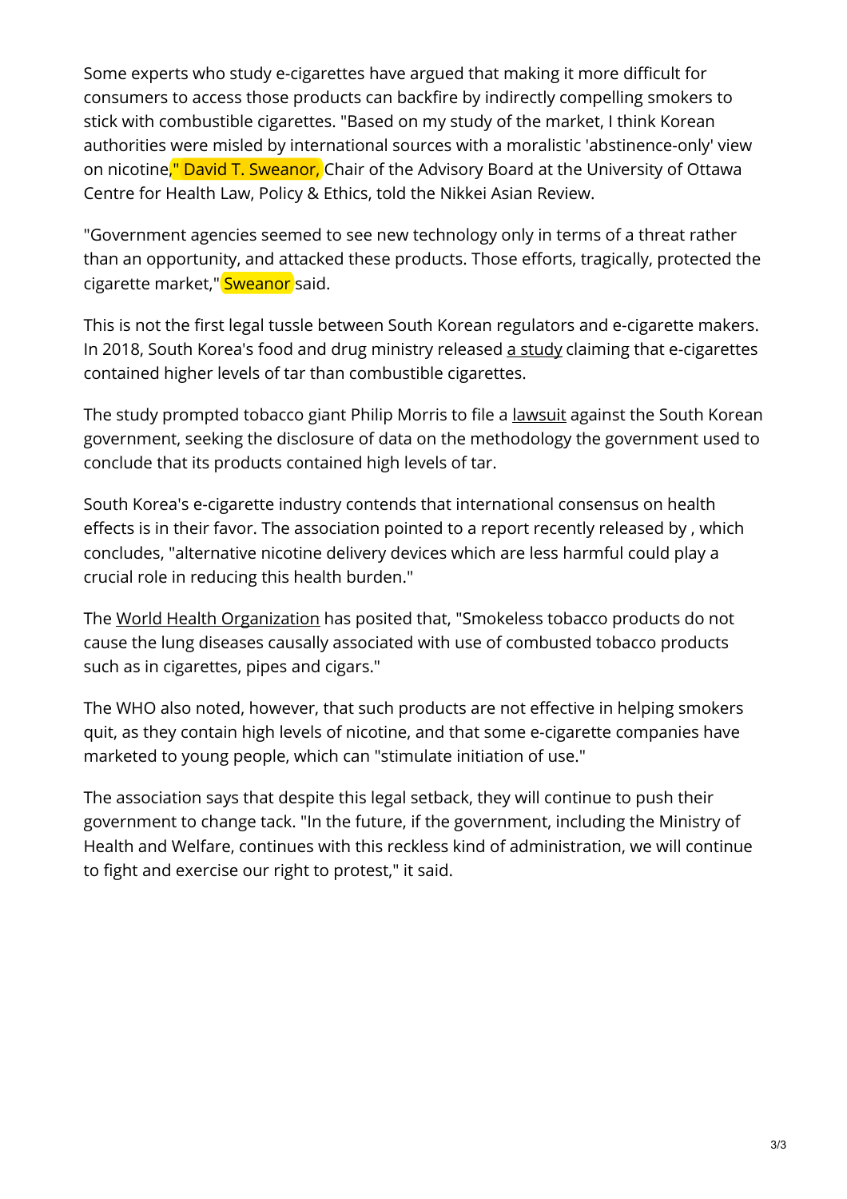Some experts who study e-cigarettes have argued that making it more difficult for consumers to access those products can backfire by indirectly compelling smokers to stick with combustible cigarettes. "Based on my study of the market, I think Korean authorities were misled by international sources with a moralistic 'abstinence-only' view on nicotine," David T. Sweanor, Chair of the Advisory Board at the University of Ottawa Centre for Health Law, Policy & Ethics, told the Nikkei Asian Review.

"Government agencies seemed to see new technology only in terms of a threat rather than an opportunity, and attacked these products. Those efforts, tragically, protected the cigarette market," Sweanor said.

This is not the first legal tussle between South Korean regulators and e-cigarette makers. In 2018, South Korea's food and drug ministry released a study claiming that e-cigarettes contained higher levels of tar than combustible cigarettes.

The study prompted tobacco giant Philip Morris to file a lawsuit against the South Korean government, seeking the disclosure of data on the methodology the government used to conclude that its products contained high levels of tar.

South Korea's e-cigarette industry contends that international consensus on health effects is in their favor. The association pointed to a report recently released by , which concludes, "alternative nicotine delivery devices which are less harmful could play a crucial role in reducing this health burden."

The World Health Organization has posited that, "Smokeless tobacco products do not cause the lung diseases causally associated with use of combusted tobacco products such as in cigarettes, pipes and cigars."

The WHO also noted, however, that such products are not effective in helping smokers quit, as they contain high levels of nicotine, and that some e-cigarette companies have marketed to young people, which can "stimulate initiation of use."

The association says that despite this legal setback, they will continue to push their government to change tack. "In the future, if the government, including the Ministry of Health and Welfare, continues with this reckless kind of administration, we will continue to fight and exercise our right to protest," it said.